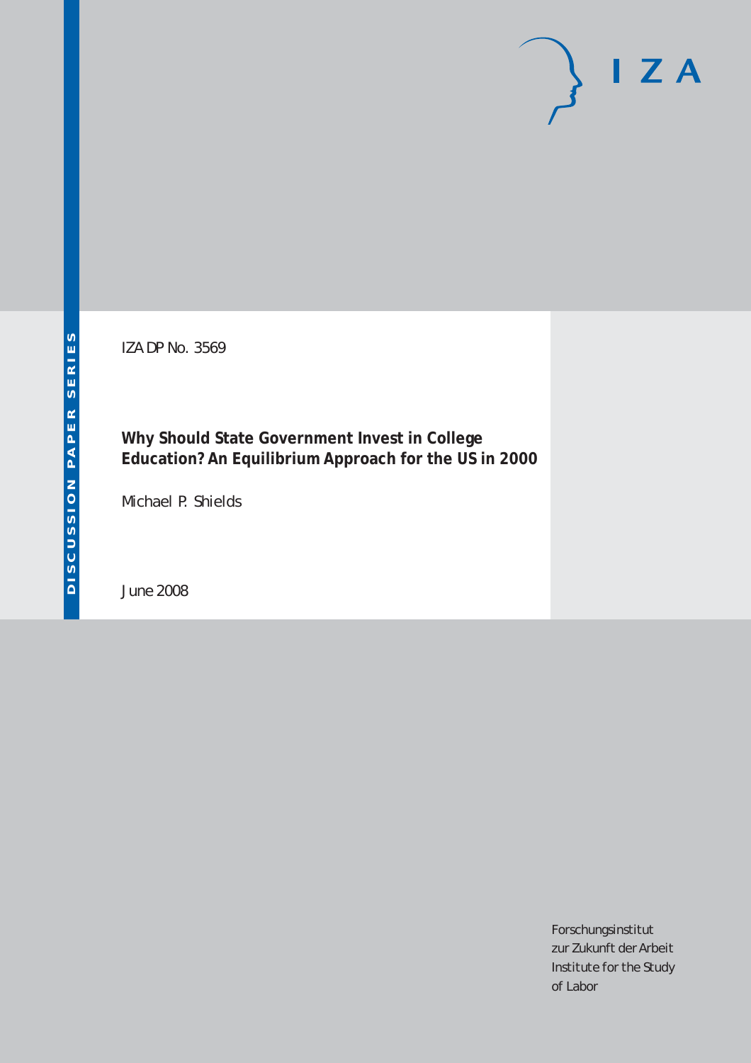IZA DP No. 3569

# Why Should State Government Invest in College Education? An Equilibrium Approach for the US in 2000

Michael P. Shields

June 2008

Forschungsinstitut
zur Zukunft der Arbeit
Institute for the Study
of Labor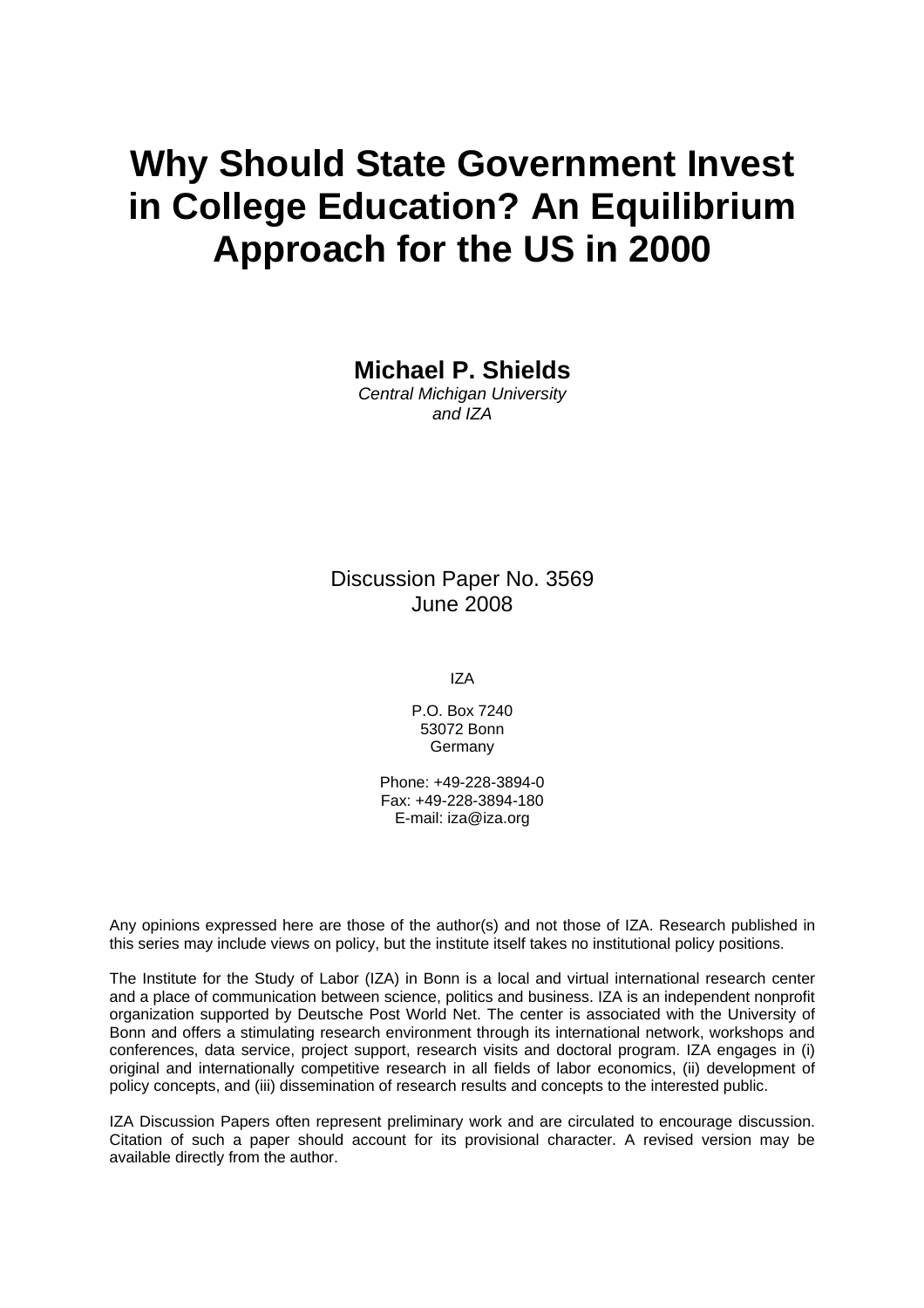# Why Should State Government Invest in College Education? An Equilibrium Approach for the US in 2000

**Michael P. Shields**
*Central Michigan University and IZA*

Discussion Paper No. 3569
June 2008

IZA

P.O. Box 7240
53072 Bonn
Germany

Phone: +49-228-3894-0
Fax: +49-228-3894-180
E-mail: iza@iza.org

Any opinions expressed here are those of the author(s) and not those of IZA. Research published in this series may include views on policy, but the institute itself takes no institutional policy positions.

The Institute for the Study of Labor (IZA) in Bonn is a local and virtual international research center and a place of communication between science, politics and business. IZA is an independent nonprofit organization supported by Deutsche Post World Net. The center is associated with the University of Bonn and offers a stimulating research environment through its international network, workshops and conferences, data service, project support, research visits and doctoral program. IZA engages in (i) original and internationally competitive research in all fields of labor economics, (ii) development of policy concepts, and (iii) dissemination of research results and concepts to the interested public.

IZA Discussion Papers often represent preliminary work and are circulated to encourage discussion. Citation of such a paper should account for its provisional character. A revised version may be available directly from the author.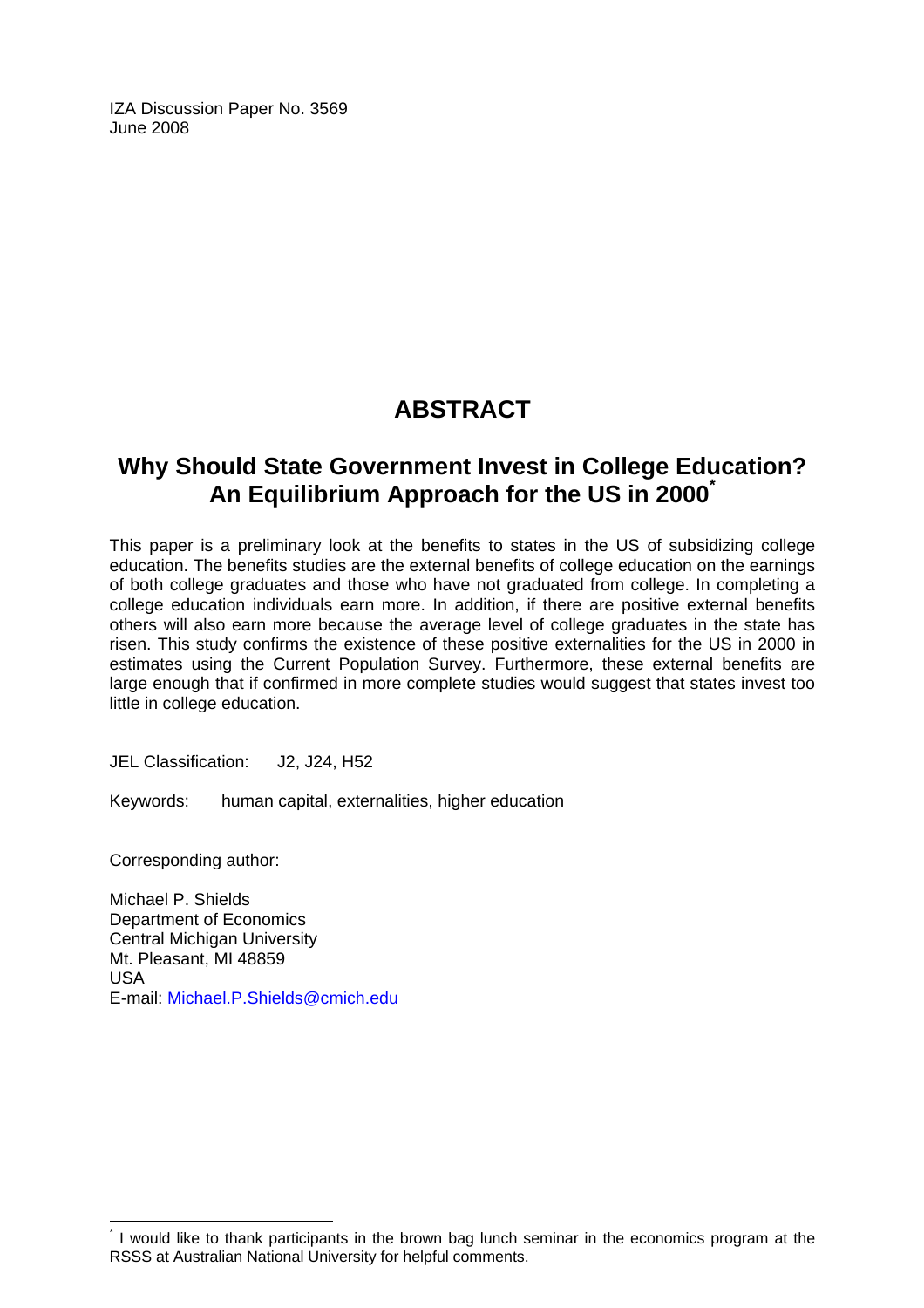IZA Discussion Paper No. 3569
June 2008

# ABSTRACT

## Why Should State Government Invest in College Education? An Equilibrium Approach for the US in 2000[*]

This paper is a preliminary look at the benefits to states in the US of subsidizing college education. The benefits studies are the external benefits of college education on the earnings of both college graduates and those who have not graduated from college. In completing a college education individuals earn more. In addition, if there are positive external benefits others will also earn more because the average level of college graduates in the state has risen. This study confirms the existence of these positive externalities for the US in 2000 in estimates using the Current Population Survey. Furthermore, these external benefits are large enough that if confirmed in more complete studies would suggest that states invest too little in college education.

JEL Classification: J2, J24, H52

Keywords: human capital, externalities, higher education

Corresponding author:

Michael P. Shields
Department of Economics
Central Michigan University
Mt. Pleasant, MI 48859
USA
E-mail: Michael.P.Shields@cmich.edu

[*] I would like to thank participants in the brown bag lunch seminar in the economics program at the RSSS at Australian National University for helpful comments.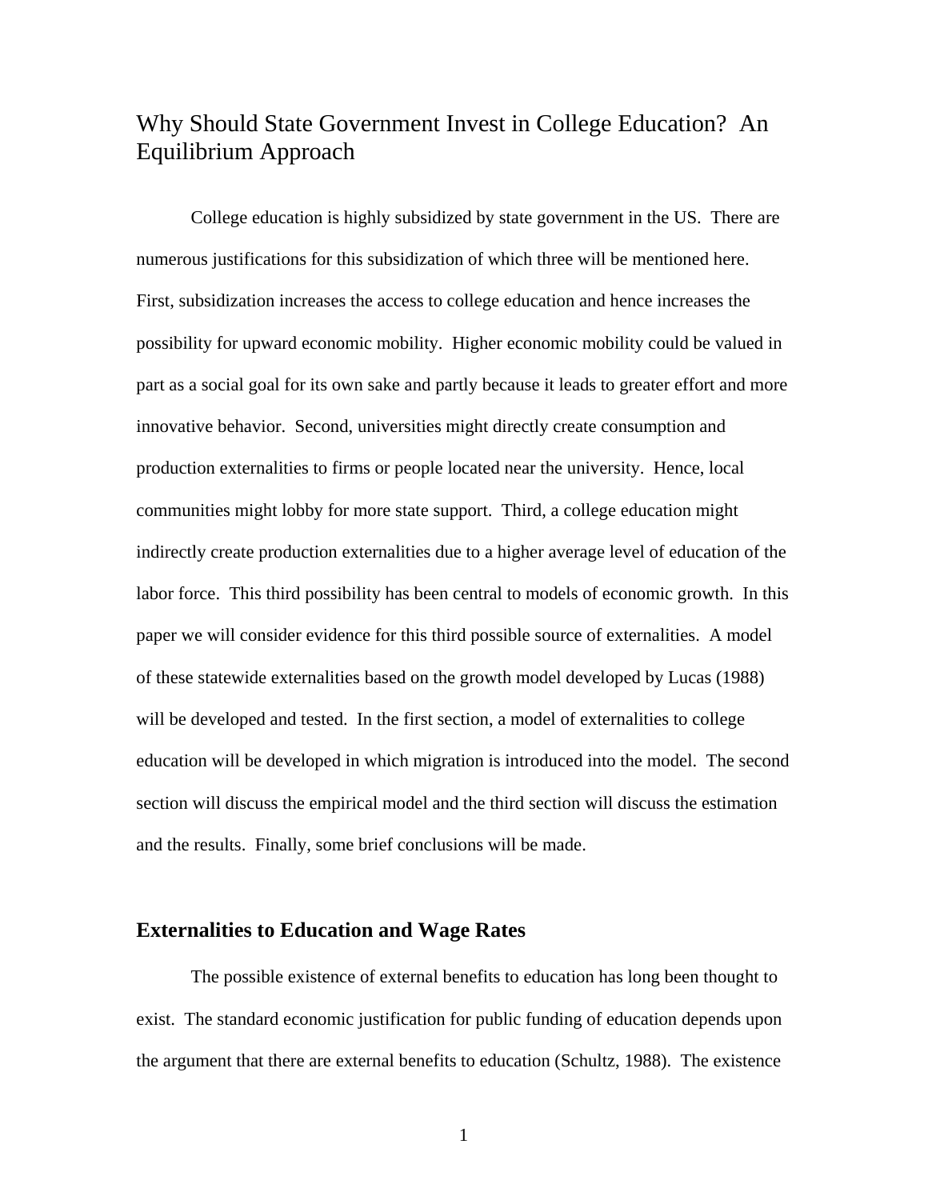# Why Should State Government Invest in College Education? An Equilibrium Approach

College education is highly subsidized by state government in the US. There are numerous justifications for this subsidization of which three will be mentioned here. First, subsidization increases the access to college education and hence increases the possibility for upward economic mobility. Higher economic mobility could be valued in part as a social goal for its own sake and partly because it leads to greater effort and more innovative behavior. Second, universities might directly create consumption and production externalities to firms or people located near the university. Hence, local communities might lobby for more state support. Third, a college education might indirectly create production externalities due to a higher average level of education of the labor force. This third possibility has been central to models of economic growth. In this paper we will consider evidence for this third possible source of externalities. A model of these statewide externalities based on the growth model developed by Lucas (1988) will be developed and tested. In the first section, a model of externalities to college education will be developed in which migration is introduced into the model. The second section will discuss the empirical model and the third section will discuss the estimation and the results. Finally, some brief conclusions will be made.

## Externalities to Education and Wage Rates

The possible existence of external benefits to education has long been thought to exist. The standard economic justification for public funding of education depends upon the argument that there are external benefits to education (Schultz, 1988). The existence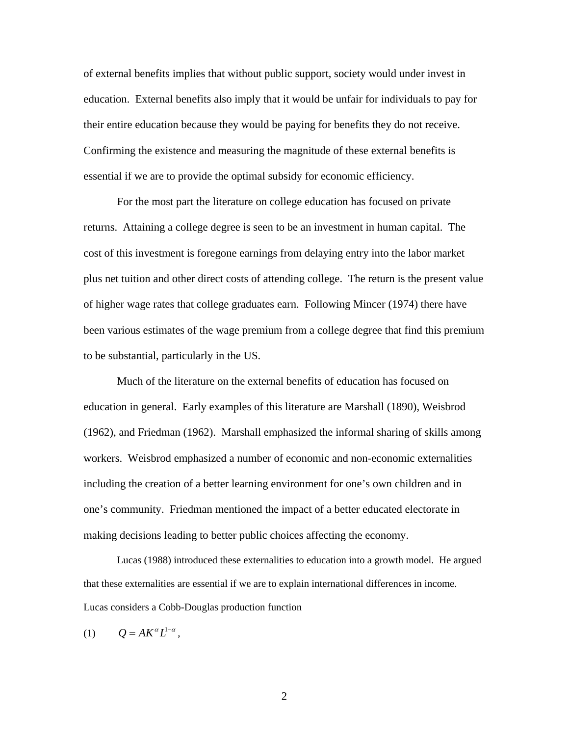of external benefits implies that without public support, society would under invest in education. External benefits also imply that it would be unfair for individuals to pay for their entire education because they would be paying for benefits they do not receive. Confirming the existence and measuring the magnitude of these external benefits is essential if we are to provide the optimal subsidy for economic efficiency.

For the most part the literature on college education has focused on private returns. Attaining a college degree is seen to be an investment in human capital. The cost of this investment is foregone earnings from delaying entry into the labor market plus net tuition and other direct costs of attending college. The return is the present value of higher wage rates that college graduates earn. Following Mincer (1974) there have been various estimates of the wage premium from a college degree that find this premium to be substantial, particularly in the US.

Much of the literature on the external benefits of education has focused on education in general. Early examples of this literature are Marshall (1890), Weisbrod (1962), and Friedman (1962). Marshall emphasized the informal sharing of skills among workers. Weisbrod emphasized a number of economic and non-economic externalities including the creation of a better learning environment for one's own children and in one's community. Friedman mentioned the impact of a better educated electorate in making decisions leading to better public choices affecting the economy.

Lucas (1988) introduced these externalities to education into a growth model. He argued that these externalities are essential if we are to explain international differences in income. Lucas considers a Cobb-Douglas production function

(1) $$Q = AK^{\alpha}L^{1-\alpha},$$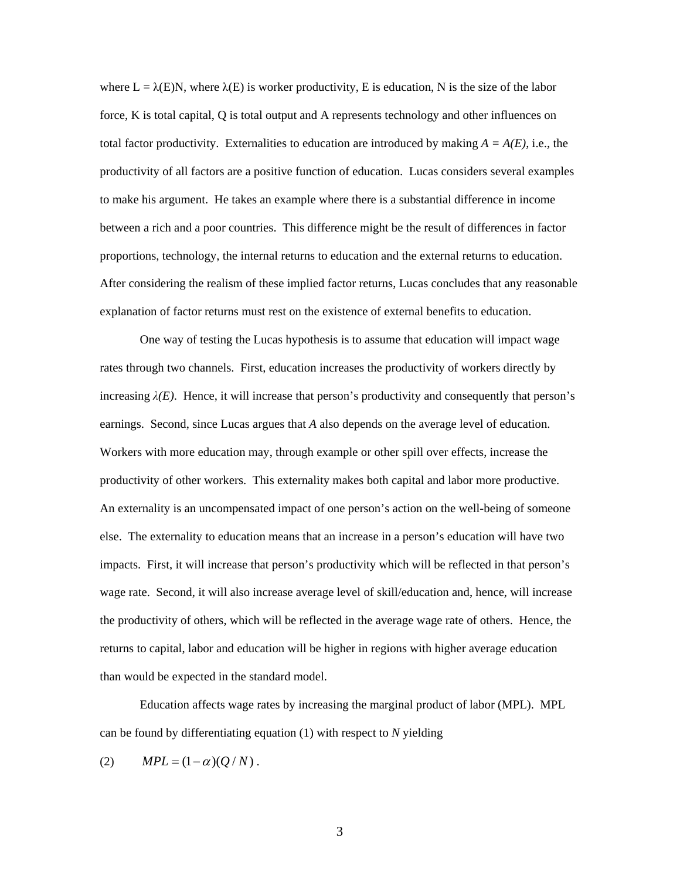where $L = \lambda(E)N$, where $\lambda(E)$ is worker productivity, E is education, N is the size of the labor force, K is total capital, Q is total output and A represents technology and other influences on total factor productivity. Externalities to education are introduced by making $A = A(E)$, i.e., the productivity of all factors are a positive function of education. Lucas considers several examples to make his argument. He takes an example where there is a substantial difference in income between a rich and a poor countries. This difference might be the result of differences in factor proportions, technology, the internal returns to education and the external returns to education. After considering the realism of these implied factor returns, Lucas concludes that any reasonable explanation of factor returns must rest on the existence of external benefits to education.

One way of testing the Lucas hypothesis is to assume that education will impact wage rates through two channels. First, education increases the productivity of workers directly by increasing $\lambda(E)$. Hence, it will increase that person's productivity and consequently that person's earnings. Second, since Lucas argues that $A$ also depends on the average level of education. Workers with more education may, through example or other spill over effects, increase the productivity of other workers. This externality makes both capital and labor more productive. An externality is an uncompensated impact of one person's action on the well-being of someone else. The externality to education means that an increase in a person's education will have two impacts. First, it will increase that person's productivity which will be reflected in that person's wage rate. Second, it will also increase average level of skill/education and, hence, will increase the productivity of others, which will be reflected in the average wage rate of others. Hence, the returns to capital, labor and education will be higher in regions with higher average education than would be expected in the standard model.

Education affects wage rates by increasing the marginal product of labor (MPL). MPL can be found by differentiating equation (1) with respect to $N$ yielding

$$(2) \qquad MPL = (1-\alpha)(Q/N) \, .$$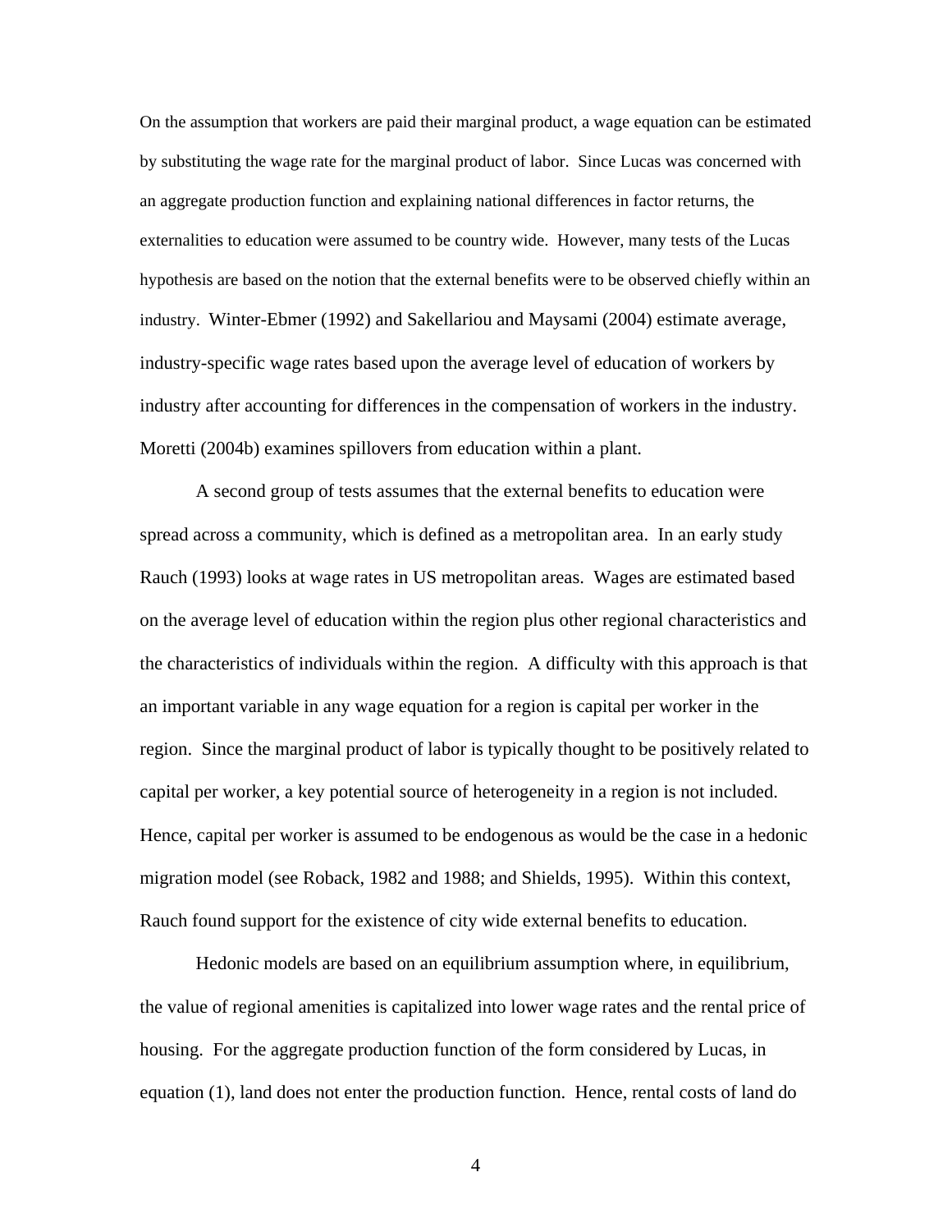On the assumption that workers are paid their marginal product, a wage equation can be estimated by substituting the wage rate for the marginal product of labor. Since Lucas was concerned with an aggregate production function and explaining national differences in factor returns, the externalities to education were assumed to be country wide. However, many tests of the Lucas hypothesis are based on the notion that the external benefits were to be observed chiefly within an industry. Winter-Ebmer (1992) and Sakellariou and Maysami (2004) estimate average, industry-specific wage rates based upon the average level of education of workers by industry after accounting for differences in the compensation of workers in the industry. Moretti (2004b) examines spillovers from education within a plant.

A second group of tests assumes that the external benefits to education were spread across a community, which is defined as a metropolitan area. In an early study Rauch (1993) looks at wage rates in US metropolitan areas. Wages are estimated based on the average level of education within the region plus other regional characteristics and the characteristics of individuals within the region. A difficulty with this approach is that an important variable in any wage equation for a region is capital per worker in the region. Since the marginal product of labor is typically thought to be positively related to capital per worker, a key potential source of heterogeneity in a region is not included. Hence, capital per worker is assumed to be endogenous as would be the case in a hedonic migration model (see Roback, 1982 and 1988; and Shields, 1995). Within this context, Rauch found support for the existence of city wide external benefits to education.

Hedonic models are based on an equilibrium assumption where, in equilibrium, the value of regional amenities is capitalized into lower wage rates and the rental price of housing. For the aggregate production function of the form considered by Lucas, in equation (1), land does not enter the production function. Hence, rental costs of land do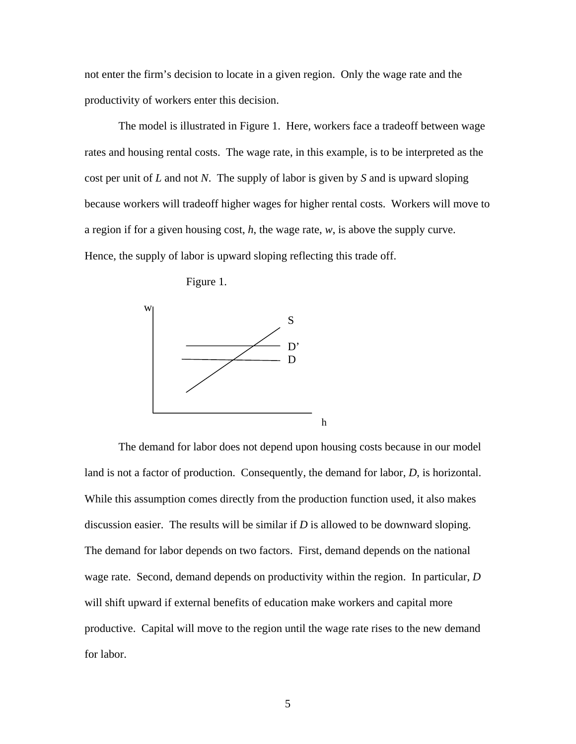not enter the firm's decision to locate in a given region. Only the wage rate and the productivity of workers enter this decision.

The model is illustrated in Figure 1. Here, workers face a tradeoff between wage rates and housing rental costs. The wage rate, in this example, is to be interpreted as the cost per unit of *L* and not *N*. The supply of labor is given by *S* and is upward sloping because workers will tradeoff higher wages for higher rental costs. Workers will move to a region if for a given housing cost, *h*, the wage rate, *w*, is above the supply curve. Hence, the supply of labor is upward sloping reflecting this trade off.

Figure 1.

The demand for labor does not depend upon housing costs because in our model land is not a factor of production. Consequently, the demand for labor, *D*, is horizontal. While this assumption comes directly from the production function used, it also makes discussion easier. The results will be similar if *D* is allowed to be downward sloping. The demand for labor depends on two factors. First, demand depends on the national wage rate. Second, demand depends on productivity within the region. In particular, *D* will shift upward if external benefits of education make workers and capital more productive. Capital will move to the region until the wage rate rises to the new demand for labor.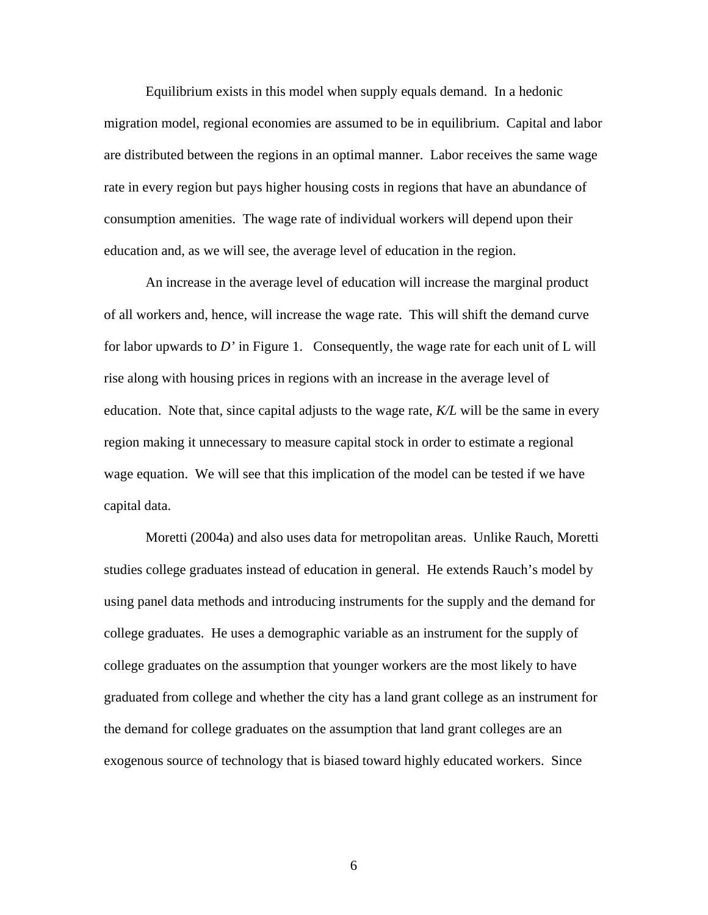Equilibrium exists in this model when supply equals demand. In a hedonic migration model, regional economies are assumed to be in equilibrium. Capital and labor are distributed between the regions in an optimal manner. Labor receives the same wage rate in every region but pays higher housing costs in regions that have an abundance of consumption amenities. The wage rate of individual workers will depend upon their education and, as we will see, the average level of education in the region.

An increase in the average level of education will increase the marginal product of all workers and, hence, will increase the wage rate. This will shift the demand curve for labor upwards to *D'* in Figure 1. Consequently, the wage rate for each unit of L will rise along with housing prices in regions with an increase in the average level of education. Note that, since capital adjusts to the wage rate, *K/L* will be the same in every region making it unnecessary to measure capital stock in order to estimate a regional wage equation. We will see that this implication of the model can be tested if we have capital data.

Moretti (2004a) and also uses data for metropolitan areas. Unlike Rauch, Moretti studies college graduates instead of education in general. He extends Rauch's model by using panel data methods and introducing instruments for the supply and the demand for college graduates. He uses a demographic variable as an instrument for the supply of college graduates on the assumption that younger workers are the most likely to have graduated from college and whether the city has a land grant college as an instrument for the demand for college graduates on the assumption that land grant colleges are an exogenous source of technology that is biased toward highly educated workers. Since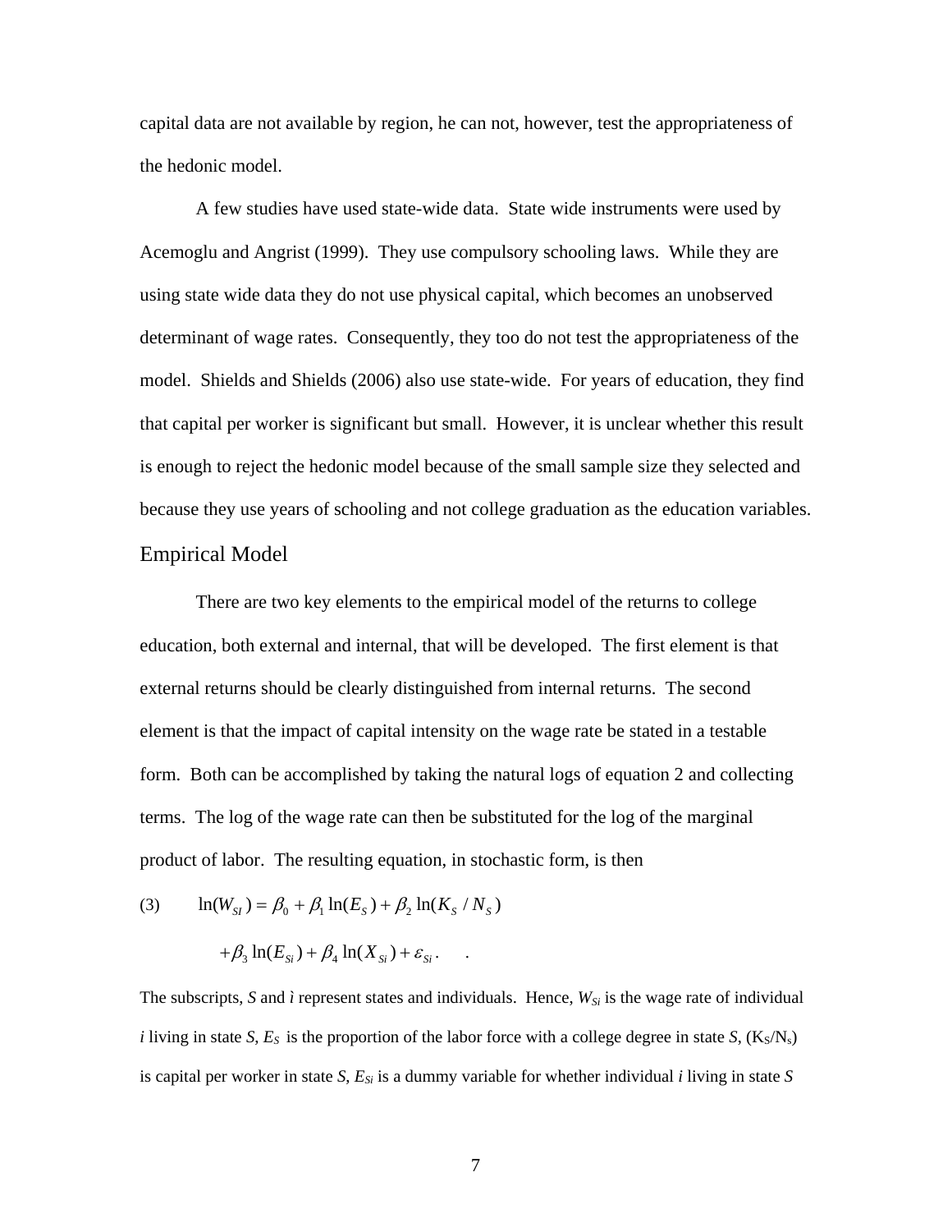capital data are not available by region, he can not, however, test the appropriateness of the hedonic model.

A few studies have used state-wide data. State wide instruments were used by Acemoglu and Angrist (1999). They use compulsory schooling laws. While they are using state wide data they do not use physical capital, which becomes an unobserved determinant of wage rates. Consequently, they too do not test the appropriateness of the model. Shields and Shields (2006) also use state-wide. For years of education, they find that capital per worker is significant but small. However, it is unclear whether this result is enough to reject the hedonic model because of the small sample size they selected and because they use years of schooling and not college graduation as the education variables.

## Empirical Model

There are two key elements to the empirical model of the returns to college education, both external and internal, that will be developed. The first element is that external returns should be clearly distinguished from internal returns. The second element is that the impact of capital intensity on the wage rate be stated in a testable form. Both can be accomplished by taking the natural logs of equation 2 and collecting terms. The log of the wage rate can then be substituted for the log of the marginal product of labor. The resulting equation, in stochastic form, is then

$$
\begin{aligned}
(3) \qquad \ln(W_{SI}) &= \beta_0 + \beta_1 \ln(E_S) + \beta_2 \ln(K_S / N_S) \\
&\quad + \beta_3 \ln(E_{Si}) + \beta_4 \ln(X_{Si}) + \varepsilon_{Si}.
\end{aligned}
$$

The subscripts, *S* and *ì* represent states and individuals. Hence, $W_{Si}$ is the wage rate of individual *i* living in state *S*, $E_S$ is the proportion of the labor force with a college degree in state *S*, $(K_S/N_s)$ is capital per worker in state *S*, $E_{Si}$ is a dummy variable for whether individual *i* living in state *S*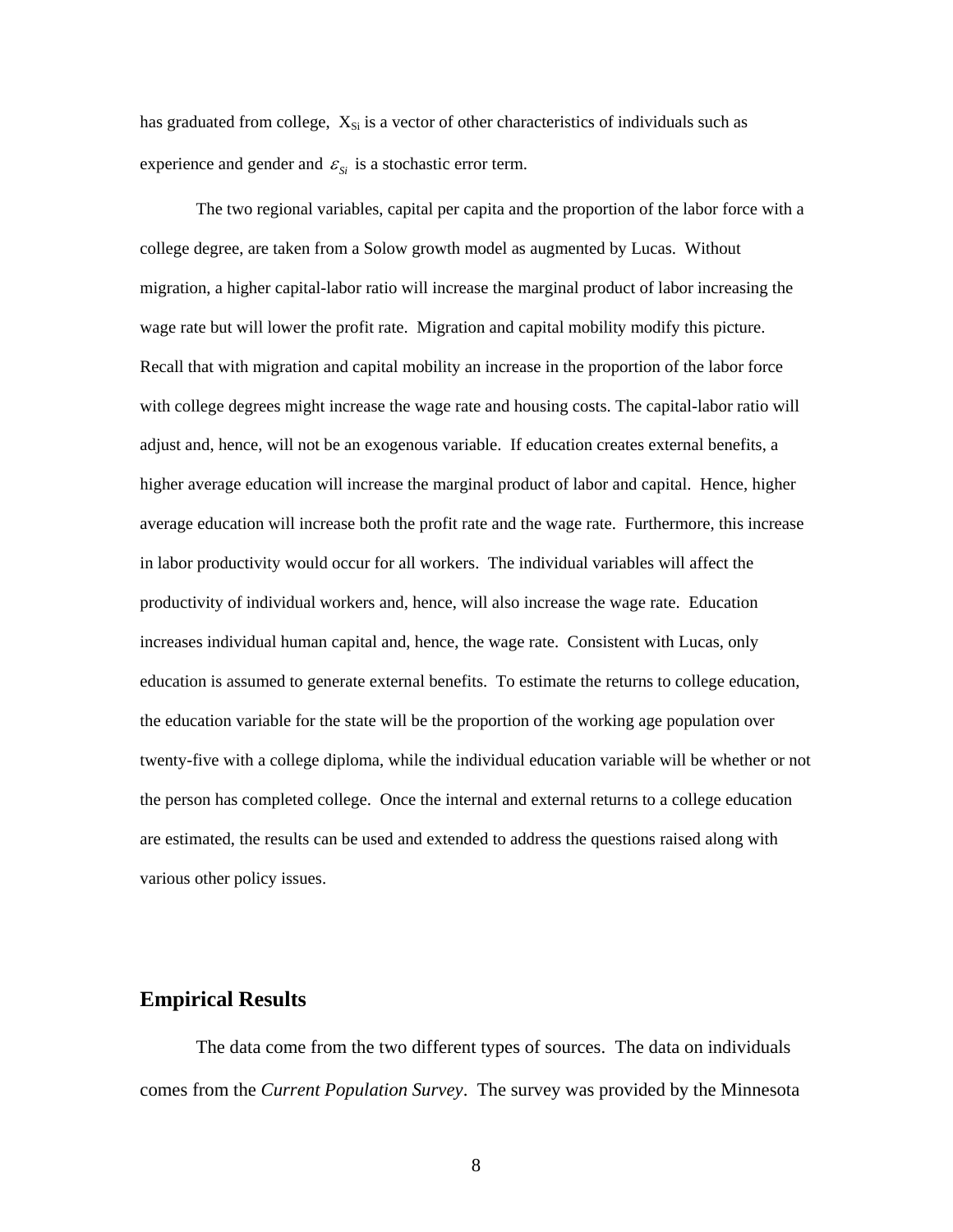has graduated from college, $X_{Si}$ is a vector of other characteristics of individuals such as experience and gender and $\varepsilon_{Si}$ is a stochastic error term.

The two regional variables, capital per capita and the proportion of the labor force with a college degree, are taken from a Solow growth model as augmented by Lucas. Without migration, a higher capital-labor ratio will increase the marginal product of labor increasing the wage rate but will lower the profit rate. Migration and capital mobility modify this picture. Recall that with migration and capital mobility an increase in the proportion of the labor force with college degrees might increase the wage rate and housing costs. The capital-labor ratio will adjust and, hence, will not be an exogenous variable. If education creates external benefits, a higher average education will increase the marginal product of labor and capital. Hence, higher average education will increase both the profit rate and the wage rate. Furthermore, this increase in labor productivity would occur for all workers. The individual variables will affect the productivity of individual workers and, hence, will also increase the wage rate. Education increases individual human capital and, hence, the wage rate. Consistent with Lucas, only education is assumed to generate external benefits. To estimate the returns to college education, the education variable for the state will be the proportion of the working age population over twenty-five with a college diploma, while the individual education variable will be whether or not the person has completed college. Once the internal and external returns to a college education are estimated, the results can be used and extended to address the questions raised along with various other policy issues.

## Empirical Results

The data come from the two different types of sources. The data on individuals comes from the *Current Population Survey*. The survey was provided by the Minnesota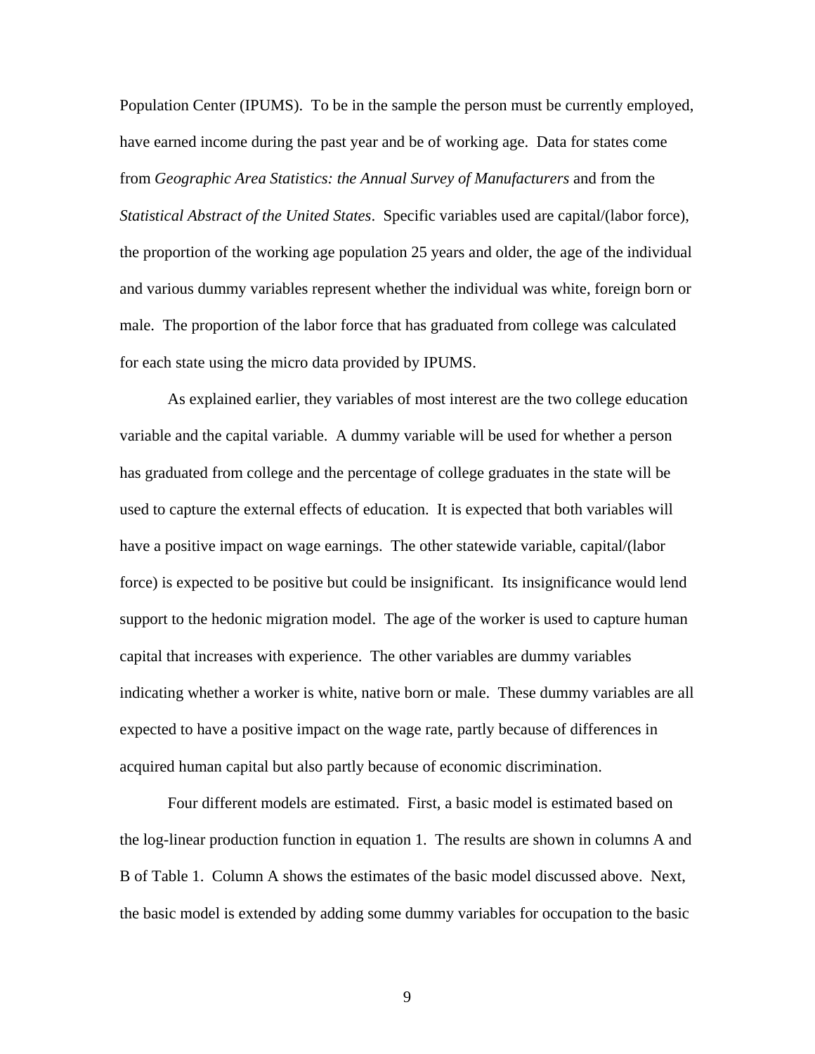Population Center (IPUMS). To be in the sample the person must be currently employed, have earned income during the past year and be of working age. Data for states come from *Geographic Area Statistics: the Annual Survey of Manufacturers* and from the *Statistical Abstract of the United States*. Specific variables used are capital/(labor force), the proportion of the working age population 25 years and older, the age of the individual and various dummy variables represent whether the individual was white, foreign born or male. The proportion of the labor force that has graduated from college was calculated for each state using the micro data provided by IPUMS.

As explained earlier, they variables of most interest are the two college education variable and the capital variable. A dummy variable will be used for whether a person has graduated from college and the percentage of college graduates in the state will be used to capture the external effects of education. It is expected that both variables will have a positive impact on wage earnings. The other statewide variable, capital/(labor force) is expected to be positive but could be insignificant. Its insignificance would lend support to the hedonic migration model. The age of the worker is used to capture human capital that increases with experience. The other variables are dummy variables indicating whether a worker is white, native born or male. These dummy variables are all expected to have a positive impact on the wage rate, partly because of differences in acquired human capital but also partly because of economic discrimination.

Four different models are estimated. First, a basic model is estimated based on the log-linear production function in equation 1. The results are shown in columns A and B of Table 1. Column A shows the estimates of the basic model discussed above. Next, the basic model is extended by adding some dummy variables for occupation to the basic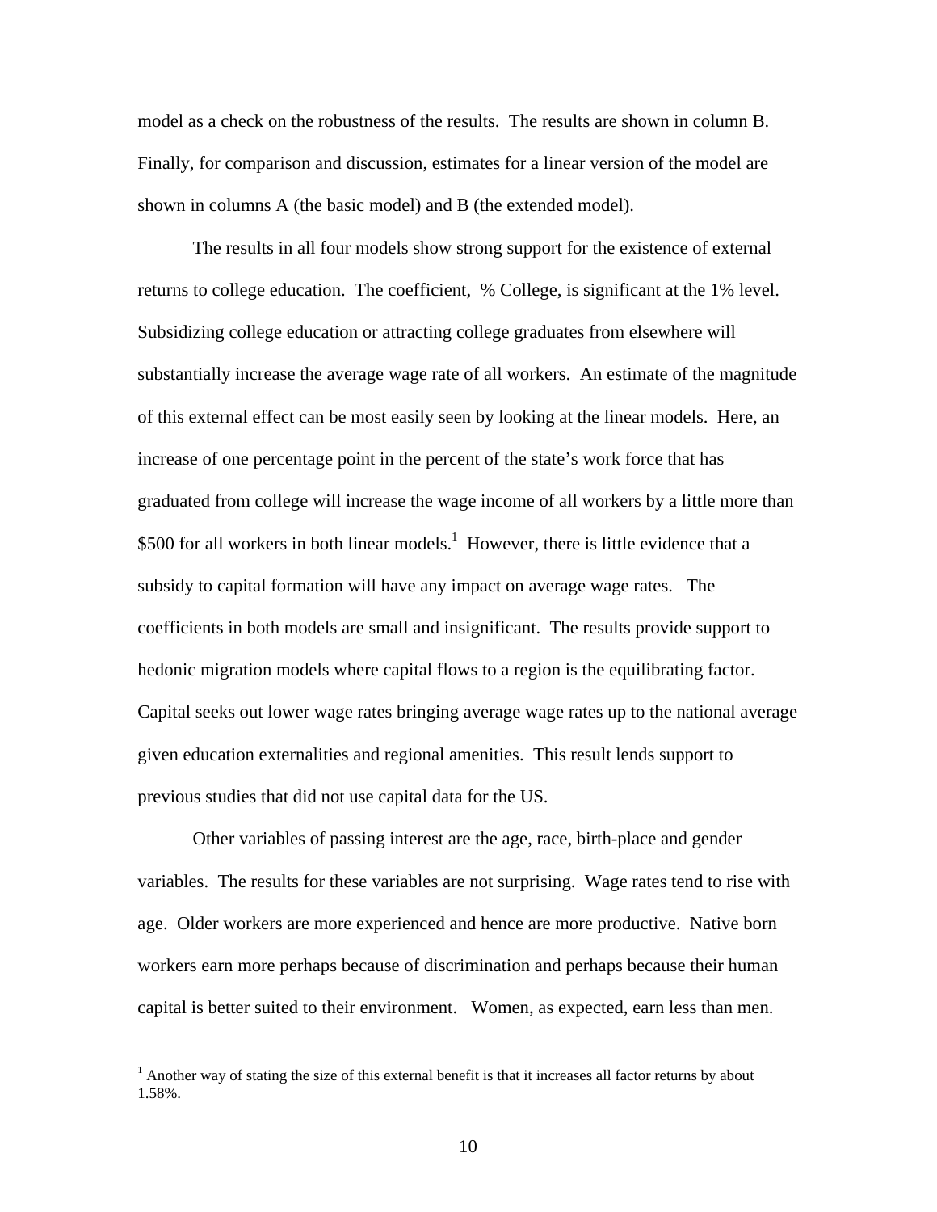model as a check on the robustness of the results. The results are shown in column B. Finally, for comparison and discussion, estimates for a linear version of the model are shown in columns A (the basic model) and B (the extended model).

The results in all four models show strong support for the existence of external returns to college education. The coefficient, % College, is significant at the 1% level. Subsidizing college education or attracting college graduates from elsewhere will substantially increase the average wage rate of all workers. An estimate of the magnitude of this external effect can be most easily seen by looking at the linear models. Here, an increase of one percentage point in the percent of the state's work force that has graduated from college will increase the wage income of all workers by a little more than \$500 for all workers in both linear models.[1] However, there is little evidence that a subsidy to capital formation will have any impact on average wage rates. The coefficients in both models are small and insignificant. The results provide support to hedonic migration models where capital flows to a region is the equilibrating factor. Capital seeks out lower wage rates bringing average wage rates up to the national average given education externalities and regional amenities. This result lends support to previous studies that did not use capital data for the US.

Other variables of passing interest are the age, race, birth-place and gender variables. The results for these variables are not surprising. Wage rates tend to rise with age. Older workers are more experienced and hence are more productive. Native born workers earn more perhaps because of discrimination and perhaps because their human capital is better suited to their environment. Women, as expected, earn less than men.

---

[1] Another way of stating the size of this external benefit is that it increases all factor returns by about 1.58%.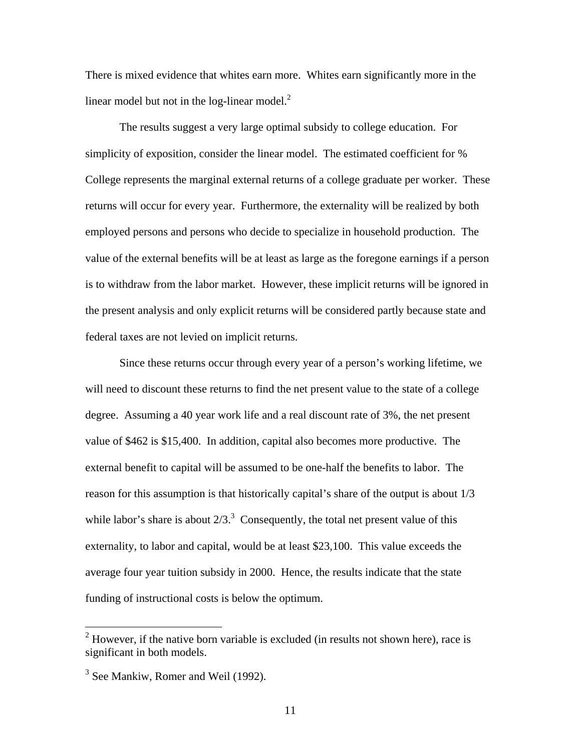There is mixed evidence that whites earn more. Whites earn significantly more in the linear model but not in the log-linear model.[2]

The results suggest a very large optimal subsidy to college education. For simplicity of exposition, consider the linear model. The estimated coefficient for % College represents the marginal external returns of a college graduate per worker. These returns will occur for every year. Furthermore, the externality will be realized by both employed persons and persons who decide to specialize in household production. The value of the external benefits will be at least as large as the foregone earnings if a person is to withdraw from the labor market. However, these implicit returns will be ignored in the present analysis and only explicit returns will be considered partly because state and federal taxes are not levied on implicit returns.

Since these returns occur through every year of a person's working lifetime, we will need to discount these returns to find the net present value to the state of a college degree. Assuming a 40 year work life and a real discount rate of 3%, the net present value of $462 is $15,400. In addition, capital also becomes more productive. The external benefit to capital will be assumed to be one-half the benefits to labor. The reason for this assumption is that historically capital's share of the output is about 1/3 while labor's share is about 2/3.[3] Consequently, the total net present value of this externality, to labor and capital, would be at least $23,100. This value exceeds the average four year tuition subsidy in 2000. Hence, the results indicate that the state funding of instructional costs is below the optimum.

---

[2] However, if the native born variable is excluded (in results not shown here), race is significant in both models.

[3] See Mankiw, Romer and Weil (1992).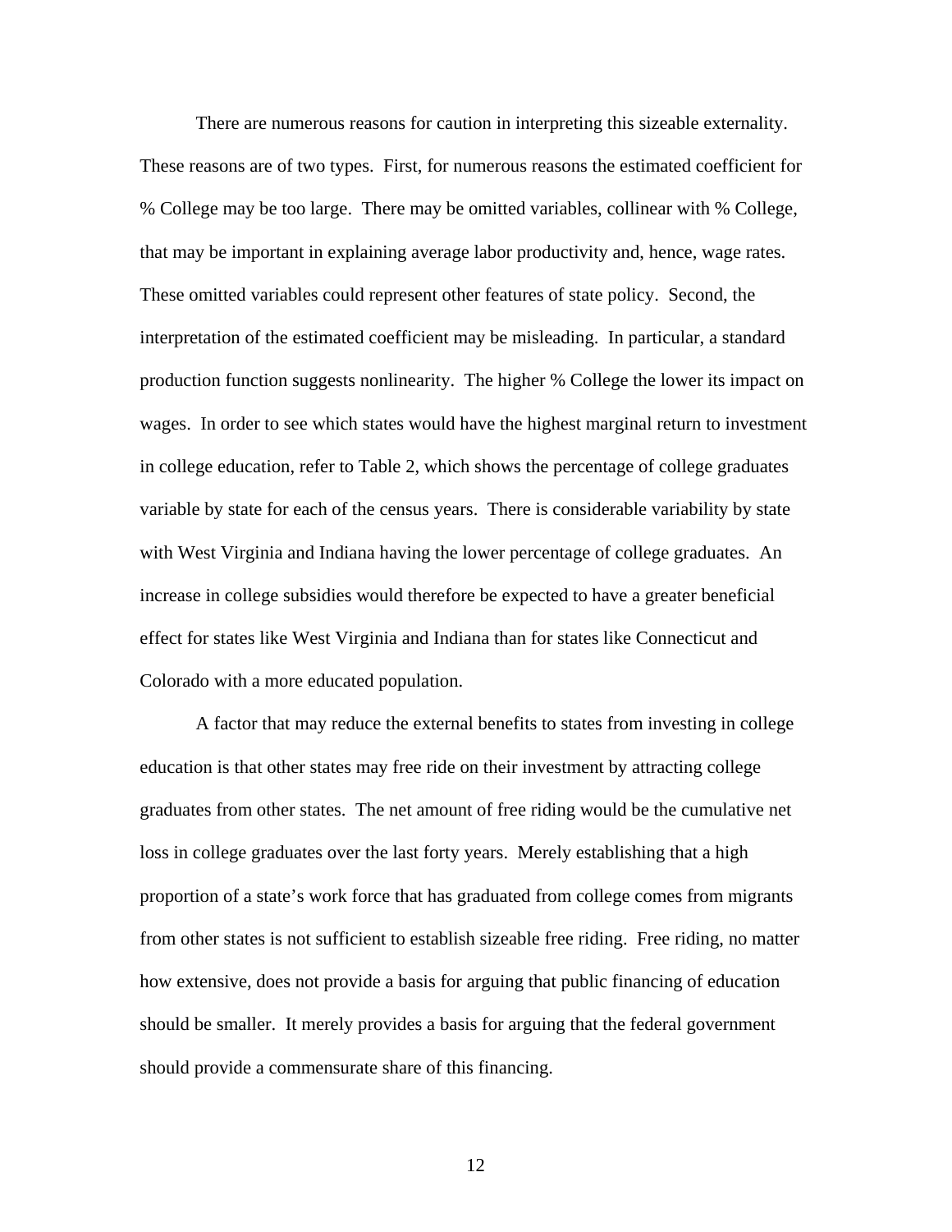There are numerous reasons for caution in interpreting this sizeable externality. These reasons are of two types. First, for numerous reasons the estimated coefficient for % College may be too large. There may be omitted variables, collinear with % College, that may be important in explaining average labor productivity and, hence, wage rates. These omitted variables could represent other features of state policy. Second, the interpretation of the estimated coefficient may be misleading. In particular, a standard production function suggests nonlinearity. The higher % College the lower its impact on wages. In order to see which states would have the highest marginal return to investment in college education, refer to Table 2, which shows the percentage of college graduates variable by state for each of the census years. There is considerable variability by state with West Virginia and Indiana having the lower percentage of college graduates. An increase in college subsidies would therefore be expected to have a greater beneficial effect for states like West Virginia and Indiana than for states like Connecticut and Colorado with a more educated population.

A factor that may reduce the external benefits to states from investing in college education is that other states may free ride on their investment by attracting college graduates from other states. The net amount of free riding would be the cumulative net loss in college graduates over the last forty years. Merely establishing that a high proportion of a state's work force that has graduated from college comes from migrants from other states is not sufficient to establish sizeable free riding. Free riding, no matter how extensive, does not provide a basis for arguing that public financing of education should be smaller. It merely provides a basis for arguing that the federal government should provide a commensurate share of this financing.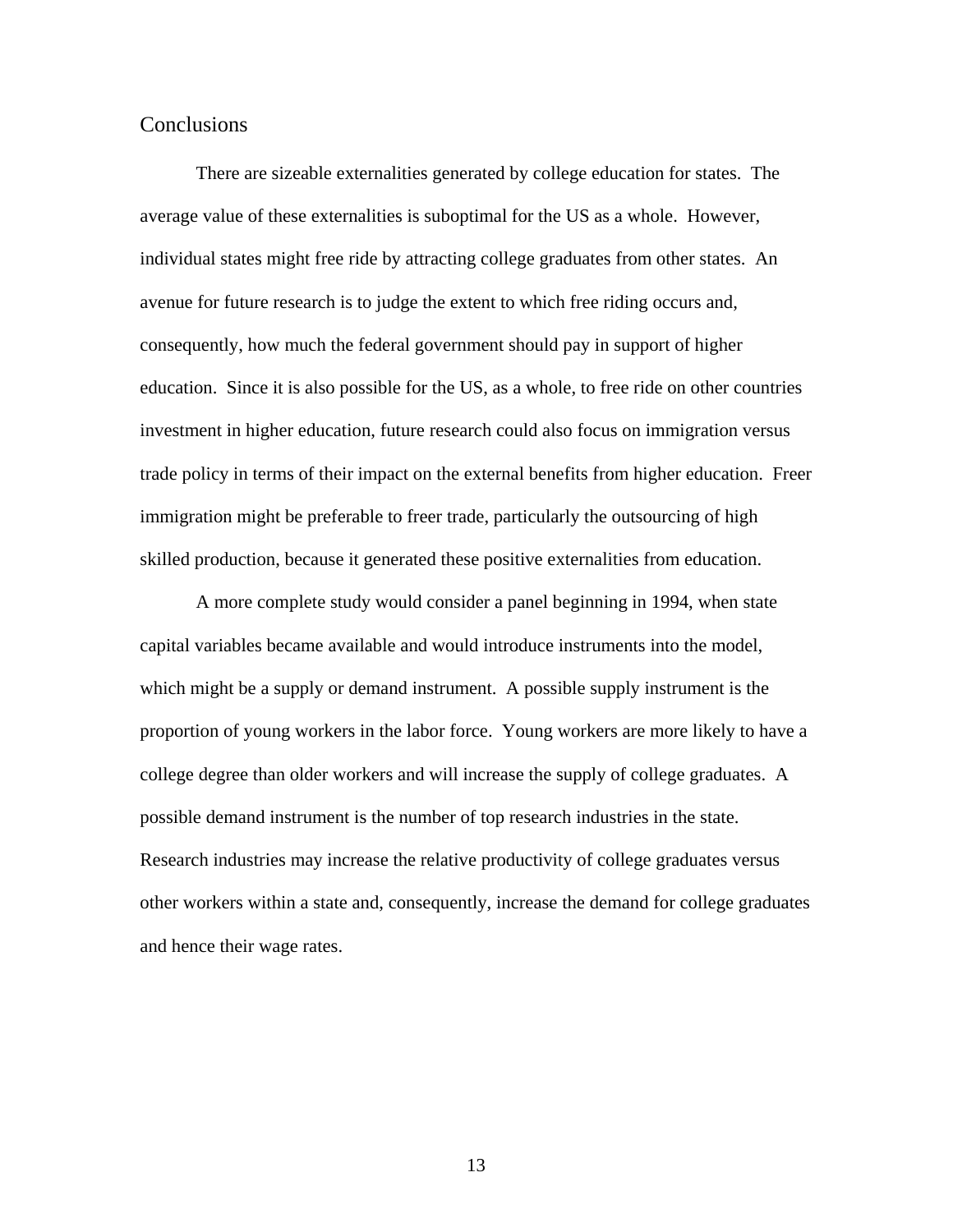## Conclusions

There are sizeable externalities generated by college education for states. The average value of these externalities is suboptimal for the US as a whole. However, individual states might free ride by attracting college graduates from other states. An avenue for future research is to judge the extent to which free riding occurs and, consequently, how much the federal government should pay in support of higher education. Since it is also possible for the US, as a whole, to free ride on other countries investment in higher education, future research could also focus on immigration versus trade policy in terms of their impact on the external benefits from higher education. Freer immigration might be preferable to freer trade, particularly the outsourcing of high skilled production, because it generated these positive externalities from education.

A more complete study would consider a panel beginning in 1994, when state capital variables became available and would introduce instruments into the model, which might be a supply or demand instrument. A possible supply instrument is the proportion of young workers in the labor force. Young workers are more likely to have a college degree than older workers and will increase the supply of college graduates. A possible demand instrument is the number of top research industries in the state. Research industries may increase the relative productivity of college graduates versus other workers within a state and, consequently, increase the demand for college graduates and hence their wage rates.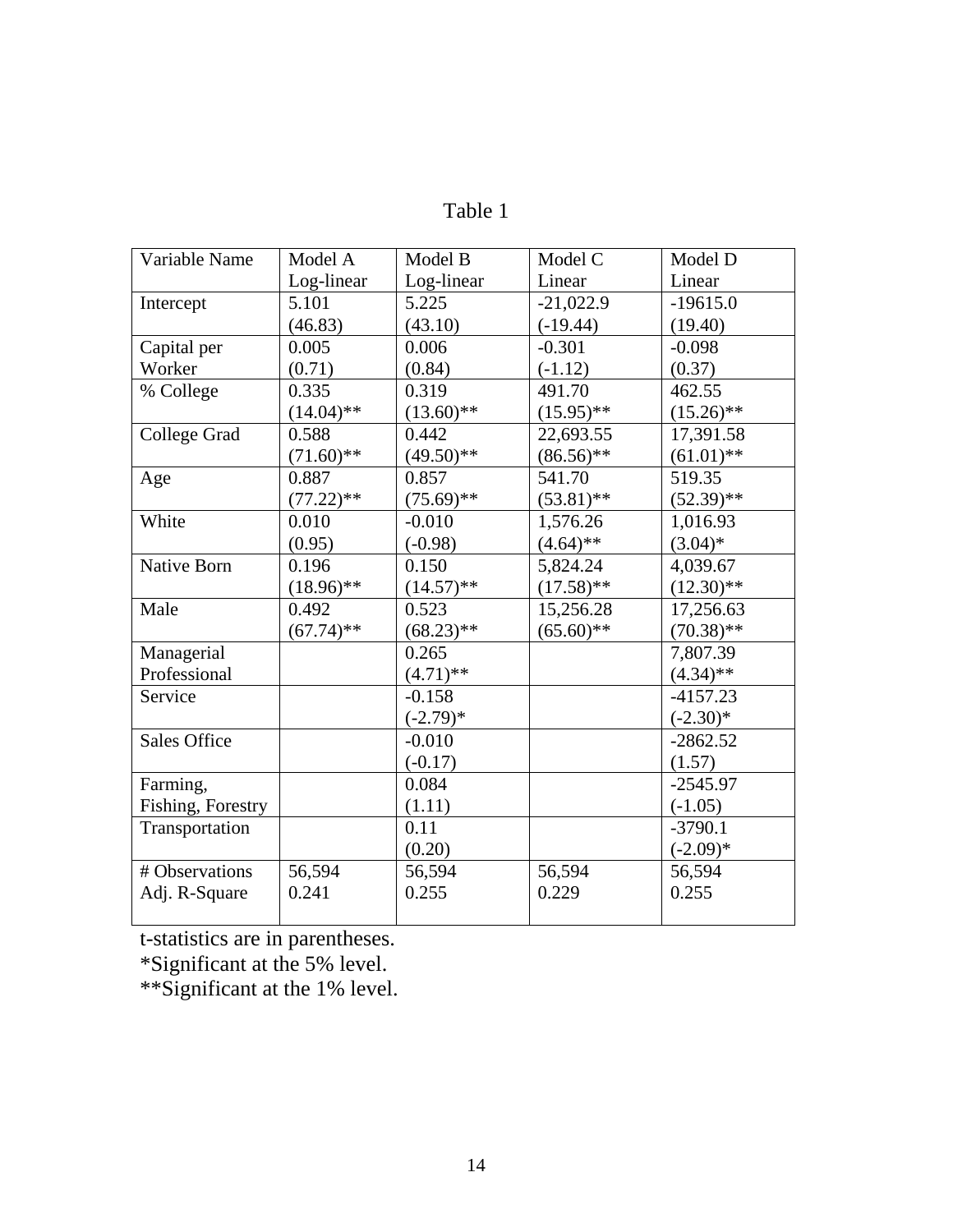Table 1

| Variable Name | Model A Log-linear | Model B Log-linear | Model C Linear | Model D Linear |
|---|---|---|---|---|
| Intercept | 5.101 (46.83) | 5.225 (43.10) | -21,022.9 (-19.44) | -19615.0 (19.40) |
| Capital per Worker | 0.005 (0.71) | 0.006 (0.84) | -0.301 (-1.12) | -0.098 (0.37) |
| % College | 0.335 (14.04)** | 0.319 (13.60)** | 491.70 (15.95)** | 462.55 (15.26)** |
| College Grad | 0.588 (71.60)** | 0.442 (49.50)** | 22,693.55 (86.56)** | 17,391.58 (61.01)** |
| Age | 0.887 (77.22)** | 0.857 (75.69)** | 541.70 (53.81)** | 519.35 (52.39)** |
| White | 0.010 (0.95) | -0.010 (-0.98) | 1,576.26 (4.64)** | 1,016.93 (3.04)* |
| Native Born | 0.196 (18.96)** | 0.150 (14.57)** | 5,824.24 (17.58)** | 4,039.67 (12.30)** |
| Male | 0.492 (67.74)** | 0.523 (68.23)** | 15,256.28 (65.60)** | 17,256.63 (70.38)** |
| Managerial Professional | | 0.265 (4.71)** | | 7,807.39 (4.34)** |
| Service | | -0.158 (-2.79)* | | -4157.23 (-2.30)* |
| Sales Office | | -0.010 (-0.17) | | -2862.52 (1.57) |
| Farming, Fishing, Forestry | | 0.084 (1.11) | | -2545.97 (-1.05) |
| Transportation | | 0.11 (0.20) | | -3790.1 (-2.09)* |
| # Observations | 56,594 | 56,594 | 56,594 | 56,594 |
| Adj. R-Square | 0.241 | 0.255 | 0.229 | 0.255 |

t-statistics are in parentheses.

*Significant at the 5% level.

**Significant at the 1% level.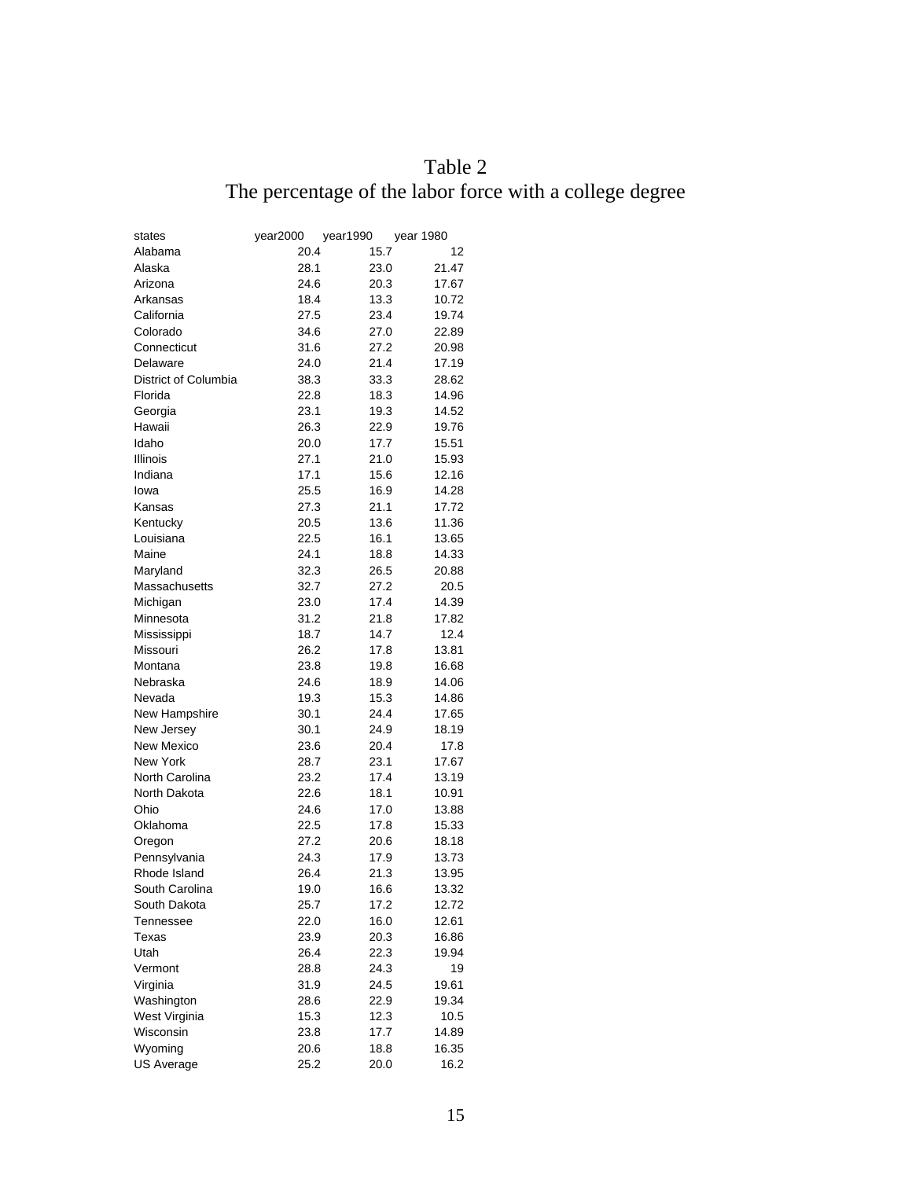# Table 2

## The percentage of the labor force with a college degree

| states | year2000 | year1990 | year 1980 |
|---|---|---|---|
| Alabama | 20.4 | 15.7 | 12 |
| Alaska | 28.1 | 23.0 | 21.47 |
| Arizona | 24.6 | 20.3 | 17.67 |
| Arkansas | 18.4 | 13.3 | 10.72 |
| California | 27.5 | 23.4 | 19.74 |
| Colorado | 34.6 | 27.0 | 22.89 |
| Connecticut | 31.6 | 27.2 | 20.98 |
| Delaware | 24.0 | 21.4 | 17.19 |
| District of Columbia | 38.3 | 33.3 | 28.62 |
| Florida | 22.8 | 18.3 | 14.96 |
| Georgia | 23.1 | 19.3 | 14.52 |
| Hawaii | 26.3 | 22.9 | 19.76 |
| Idaho | 20.0 | 17.7 | 15.51 |
| Illinois | 27.1 | 21.0 | 15.93 |
| Indiana | 17.1 | 15.6 | 12.16 |
| Iowa | 25.5 | 16.9 | 14.28 |
| Kansas | 27.3 | 21.1 | 17.72 |
| Kentucky | 20.5 | 13.6 | 11.36 |
| Louisiana | 22.5 | 16.1 | 13.65 |
| Maine | 24.1 | 18.8 | 14.33 |
| Maryland | 32.3 | 26.5 | 20.88 |
| Massachusetts | 32.7 | 27.2 | 20.5 |
| Michigan | 23.0 | 17.4 | 14.39 |
| Minnesota | 31.2 | 21.8 | 17.82 |
| Mississippi | 18.7 | 14.7 | 12.4 |
| Missouri | 26.2 | 17.8 | 13.81 |
| Montana | 23.8 | 19.8 | 16.68 |
| Nebraska | 24.6 | 18.9 | 14.06 |
| Nevada | 19.3 | 15.3 | 14.86 |
| New Hampshire | 30.1 | 24.4 | 17.65 |
| New Jersey | 30.1 | 24.9 | 18.19 |
| New Mexico | 23.6 | 20.4 | 17.8 |
| New York | 28.7 | 23.1 | 17.67 |
| North Carolina | 23.2 | 17.4 | 13.19 |
| North Dakota | 22.6 | 18.1 | 10.91 |
| Ohio | 24.6 | 17.0 | 13.88 |
| Oklahoma | 22.5 | 17.8 | 15.33 |
| Oregon | 27.2 | 20.6 | 18.18 |
| Pennsylvania | 24.3 | 17.9 | 13.73 |
| Rhode Island | 26.4 | 21.3 | 13.95 |
| South Carolina | 19.0 | 16.6 | 13.32 |
| South Dakota | 25.7 | 17.2 | 12.72 |
| Tennessee | 22.0 | 16.0 | 12.61 |
| Texas | 23.9 | 20.3 | 16.86 |
| Utah | 26.4 | 22.3 | 19.94 |
| Vermont | 28.8 | 24.3 | 19 |
| Virginia | 31.9 | 24.5 | 19.61 |
| Washington | 28.6 | 22.9 | 19.34 |
| West Virginia | 15.3 | 12.3 | 10.5 |
| Wisconsin | 23.8 | 17.7 | 14.89 |
| Wyoming | 20.6 | 18.8 | 16.35 |
| US Average | 25.2 | 20.0 | 16.2 |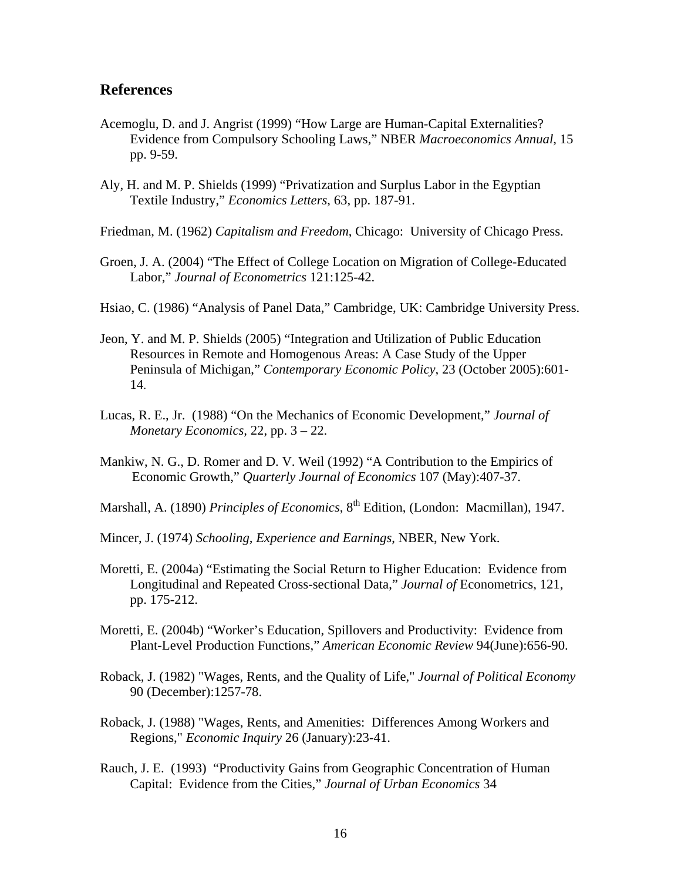## References

Acemoglu, D. and J. Angrist (1999) "How Large are Human-Capital Externalities? Evidence from Compulsory Schooling Laws," NBER *Macroeconomics Annual*, 15 pp. 9-59.

Aly, H. and M. P. Shields (1999) "Privatization and Surplus Labor in the Egyptian Textile Industry," *Economics Letters*, 63, pp. 187-91.

Friedman, M. (1962) *Capitalism and Freedom*, Chicago: University of Chicago Press.

Groen, J. A. (2004) "The Effect of College Location on Migration of College-Educated Labor," *Journal of Econometrics* 121:125-42.

Hsiao, C. (1986) "Analysis of Panel Data," Cambridge, UK: Cambridge University Press.

Jeon, Y. and M. P. Shields (2005) "Integration and Utilization of Public Education Resources in Remote and Homogenous Areas: A Case Study of the Upper Peninsula of Michigan," *Contemporary Economic Policy*, 23 (October 2005):601-14.

Lucas, R. E., Jr. (1988) "On the Mechanics of Economic Development," *Journal of Monetary Economics*, 22, pp. 3 – 22.

Mankiw, N. G., D. Romer and D. V. Weil (1992) "A Contribution to the Empirics of Economic Growth," *Quarterly Journal of Economics* 107 (May):407-37.

Marshall, A. (1890) *Principles of Economics*, 8th Edition, (London: Macmillan), 1947.

Mincer, J. (1974) *Schooling, Experience and Earnings*, NBER, New York.

Moretti, E. (2004a) "Estimating the Social Return to Higher Education: Evidence from Longitudinal and Repeated Cross-sectional Data," *Journal of* Econometrics, 121, pp. 175-212.

Moretti, E. (2004b) "Worker's Education, Spillovers and Productivity: Evidence from Plant-Level Production Functions," *American Economic Review* 94(June):656-90.

Roback, J. (1982) "Wages, Rents, and the Quality of Life," *Journal of Political Economy* 90 (December):1257-78.

Roback, J. (1988) "Wages, Rents, and Amenities: Differences Among Workers and Regions," *Economic Inquiry* 26 (January):23-41.

Rauch, J. E. (1993) "Productivity Gains from Geographic Concentration of Human Capital: Evidence from the Cities," *Journal of Urban Economics* 34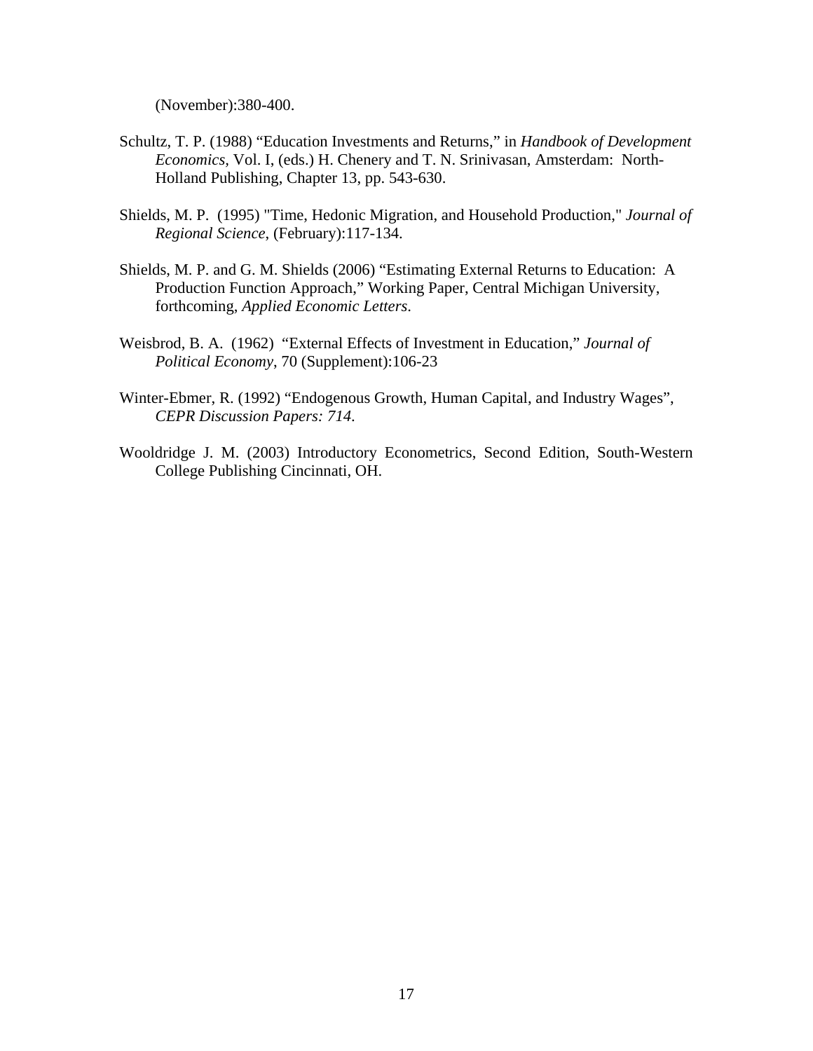(November):380-400.

Schultz, T. P. (1988) "Education Investments and Returns," in *Handbook of Development Economics*, Vol. I, (eds.) H. Chenery and T. N. Srinivasan, Amsterdam: North-Holland Publishing, Chapter 13, pp. 543-630.

Shields, M. P. (1995) "Time, Hedonic Migration, and Household Production," *Journal of Regional Science*, (February):117-134.

Shields, M. P. and G. M. Shields (2006) "Estimating External Returns to Education: A Production Function Approach," Working Paper, Central Michigan University, forthcoming, *Applied Economic Letters*.

Weisbrod, B. A. (1962) "External Effects of Investment in Education," *Journal of Political Economy*, 70 (Supplement):106-23

Winter-Ebmer, R. (1992) "Endogenous Growth, Human Capital, and Industry Wages", *CEPR Discussion Papers: 714*.

Wooldridge J. M. (2003) Introductory Econometrics, Second Edition, South-Western College Publishing Cincinnati, OH.